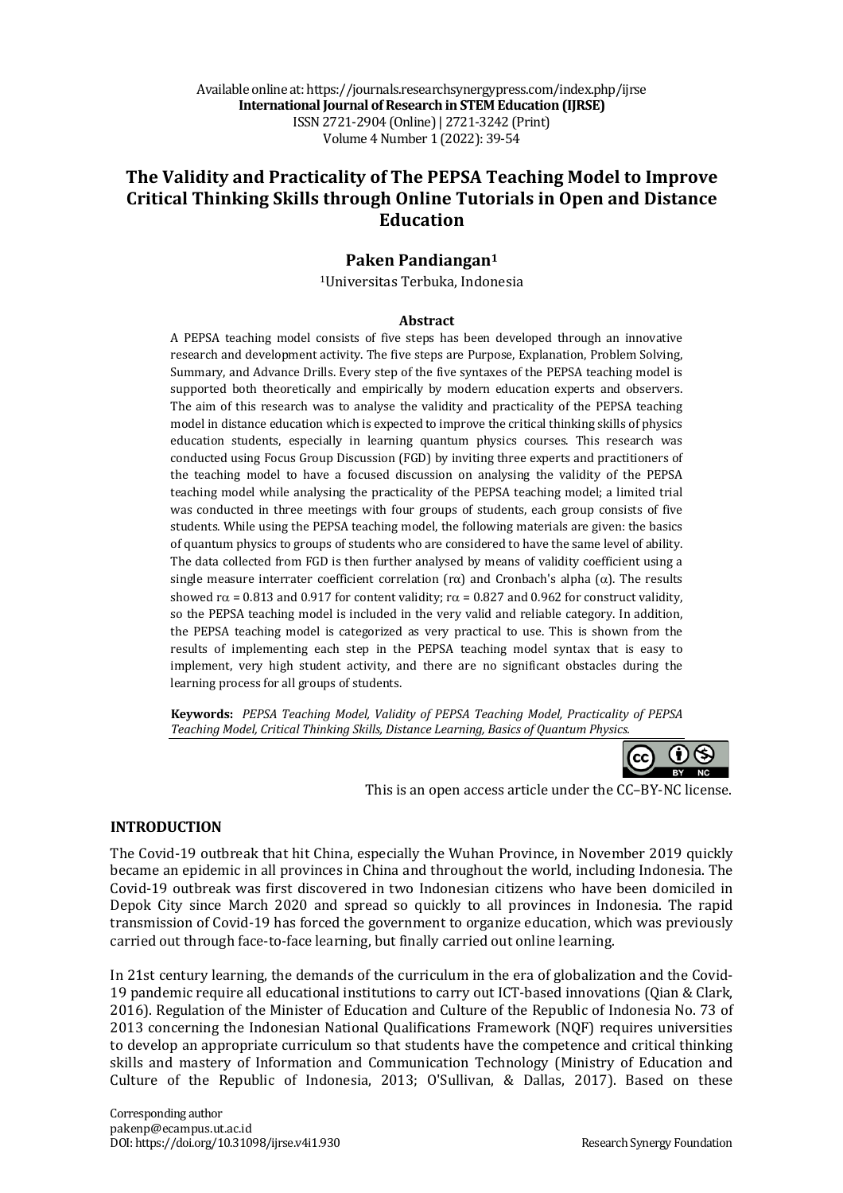Available online at: https://journals.researchsynergypress.com/index.php/ijrse
**International Journal of Research in STEM Education (IJRSE)**
ISSN 2721-2904 (Online) | 2721-3242 (Print)
Volume 4 Number 1 (2022): 39-54

# The Validity and Practicality of The PEPSA Teaching Model to Improve Critical Thinking Skills through Online Tutorials in Open and Distance Education

**Paken Pandiangan[1]**

[1]Universitas Terbuka, Indonesia

## Abstract

A PEPSA teaching model consists of five steps has been developed through an innovative research and development activity. The five steps are Purpose, Explanation, Problem Solving, Summary, and Advance Drills. Every step of the five syntaxes of the PEPSA teaching model is supported both theoretically and empirically by modern education experts and observers. The aim of this research was to analyse the validity and practicality of the PEPSA teaching model in distance education which is expected to improve the critical thinking skills of physics education students, especially in learning quantum physics courses. This research was conducted using Focus Group Discussion (FGD) by inviting three experts and practitioners of the teaching model to have a focused discussion on analysing the validity of the PEPSA teaching model while analysing the practicality of the PEPSA teaching model; a limited trial was conducted in three meetings with four groups of students, each group consists of five students. While using the PEPSA teaching model, the following materials are given: the basics of quantum physics to groups of students who are considered to have the same level of ability. The data collected from FGD is then further analysed by means of validity coefficient using a single measure interrater coefficient correlation ($r\alpha$) and Cronbach's alpha ($\alpha$). The results showed $r\alpha$ = 0.813 and 0.917 for content validity; $r\alpha$ = 0.827 and 0.962 for construct validity, so the PEPSA teaching model is included in the very valid and reliable category. In addition, the PEPSA teaching model is categorized as very practical to use. This is shown from the results of implementing each step in the PEPSA teaching model syntax that is easy to implement, very high student activity, and there are no significant obstacles during the learning process for all groups of students.

**Keywords:** *PEPSA Teaching Model, Validity of PEPSA Teaching Model, Practicality of PEPSA Teaching Model, Critical Thinking Skills, Distance Learning, Basics of Quantum Physics.*

This is an open access article under the CC–BY-NC license.

## INTRODUCTION

The Covid-19 outbreak that hit China, especially the Wuhan Province, in November 2019 quickly became an epidemic in all provinces in China and throughout the world, including Indonesia. The Covid-19 outbreak was first discovered in two Indonesian citizens who have been domiciled in Depok City since March 2020 and spread so quickly to all provinces in Indonesia. The rapid transmission of Covid-19 has forced the government to organize education, which was previously carried out through face-to-face learning, but finally carried out online learning.

In 21st century learning, the demands of the curriculum in the era of globalization and the Covid-19 pandemic require all educational institutions to carry out ICT-based innovations (Qian & Clark, 2016). Regulation of the Minister of Education and Culture of the Republic of Indonesia No. 73 of 2013 concerning the Indonesian National Qualifications Framework (NQF) requires universities to develop an appropriate curriculum so that students have the competence and critical thinking skills and mastery of Information and Communication Technology (Ministry of Education and Culture of the Republic of Indonesia, 2013; O'Sullivan, & Dallas, 2017). Based on these

Corresponding author
pakenp@ecampus.ut.ac.id
DOI: https://doi.org/10.31098/ijrse.v4i1.930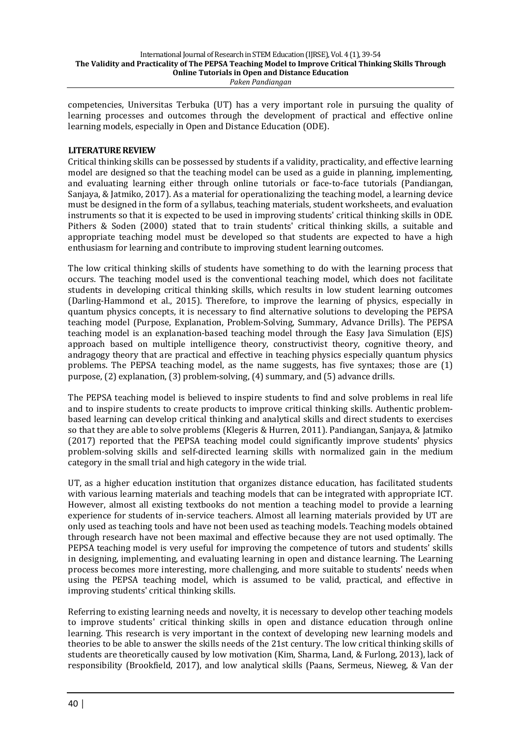competencies, Universitas Terbuka (UT) has a very important role in pursuing the quality of learning processes and outcomes through the development of practical and effective online learning models, especially in Open and Distance Education (ODE).

## LITERATURE REVIEW

Critical thinking skills can be possessed by students if a validity, practicality, and effective learning model are designed so that the teaching model can be used as a guide in planning, implementing, and evaluating learning either through online tutorials or face-to-face tutorials (Pandiangan, Sanjaya, & Jatmiko, 2017). As a material for operationalizing the teaching model, a learning device must be designed in the form of a syllabus, teaching materials, student worksheets, and evaluation instruments so that it is expected to be used in improving students' critical thinking skills in ODE. Pithers & Soden (2000) stated that to train students' critical thinking skills, a suitable and appropriate teaching model must be developed so that students are expected to have a high enthusiasm for learning and contribute to improving student learning outcomes.

The low critical thinking skills of students have something to do with the learning process that occurs. The teaching model used is the conventional teaching model, which does not facilitate students in developing critical thinking skills, which results in low student learning outcomes (Darling-Hammond et al., 2015). Therefore, to improve the learning of physics, especially in quantum physics concepts, it is necessary to find alternative solutions to developing the PEPSA teaching model (Purpose, Explanation, Problem-Solving, Summary, Advance Drills). The PEPSA teaching model is an explanation-based teaching model through the Easy Java Simulation (EJS) approach based on multiple intelligence theory, constructivist theory, cognitive theory, and andragogy theory that are practical and effective in teaching physics especially quantum physics problems. The PEPSA teaching model, as the name suggests, has five syntaxes; those are (1) purpose, (2) explanation, (3) problem-solving, (4) summary, and (5) advance drills.

The PEPSA teaching model is believed to inspire students to find and solve problems in real life and to inspire students to create products to improve critical thinking skills. Authentic problem-based learning can develop critical thinking and analytical skills and direct students to exercises so that they are able to solve problems (Klegeris & Hurren, 2011). Pandiangan, Sanjaya, & Jatmiko (2017) reported that the PEPSA teaching model could significantly improve students' physics problem-solving skills and self-directed learning skills with normalized gain in the medium category in the small trial and high category in the wide trial.

UT, as a higher education institution that organizes distance education, has facilitated students with various learning materials and teaching models that can be integrated with appropriate ICT. However, almost all existing textbooks do not mention a teaching model to provide a learning experience for students of in-service teachers. Almost all learning materials provided by UT are only used as teaching tools and have not been used as teaching models. Teaching models obtained through research have not been maximal and effective because they are not used optimally. The PEPSA teaching model is very useful for improving the competence of tutors and students' skills in designing, implementing, and evaluating learning in open and distance learning. The Learning process becomes more interesting, more challenging, and more suitable to students' needs when using the PEPSA teaching model, which is assumed to be valid, practical, and effective in improving students' critical thinking skills.

Referring to existing learning needs and novelty, it is necessary to develop other teaching models to improve students' critical thinking skills in open and distance education through online learning. This research is very important in the context of developing new learning models and theories to be able to answer the skills needs of the 21st century. The low critical thinking skills of students are theoretically caused by low motivation (Kim, Sharma, Land, & Furlong, 2013), lack of responsibility (Brookfield, 2017), and low analytical skills (Paans, Sermeus, Nieweg, & Van der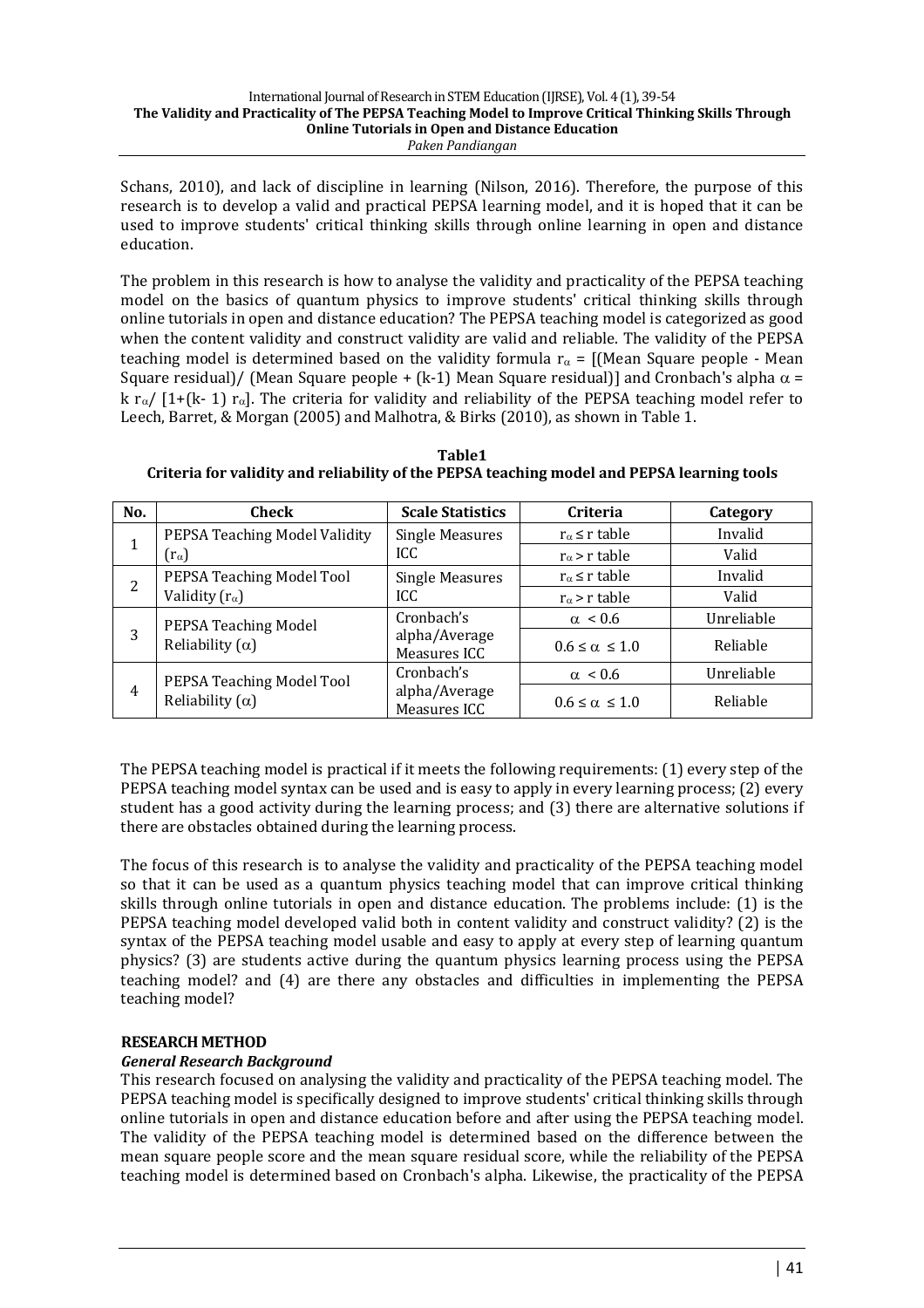Schans, 2010), and lack of discipline in learning (Nilson, 2016). Therefore, the purpose of this research is to develop a valid and practical PEPSA learning model, and it is hoped that it can be used to improve students' critical thinking skills through online learning in open and distance education.

The problem in this research is how to analyse the validity and practicality of the PEPSA teaching model on the basics of quantum physics to improve students' critical thinking skills through online tutorials in open and distance education? The PEPSA teaching model is categorized as good when the content validity and construct validity are valid and reliable. The validity of the PEPSA teaching model is determined based on the validity formula $r_\alpha$ = [(Mean Square people - Mean Square residual)/ (Mean Square people + (k-1) Mean Square residual)] and Cronbach's alpha $\alpha = k\, r_\alpha / [1+(k-1)\, r_\alpha]$. The criteria for validity and reliability of the PEPSA teaching model refer to Leech, Barret, & Morgan (2005) and Malhotra, & Birks (2010), as shown in Table 1.

**Table1**
**Criteria for validity and reliability of the PEPSA teaching model and PEPSA learning tools**

| No. | Check | Scale Statistics | Criteria | Category |
|---|---|---|---|---|
| 1 | PEPSA Teaching Model Validity ($r_\alpha$) | Single Measures ICC | $r_\alpha \leq$ r table | Invalid |
| | | | $r_\alpha >$ r table | Valid |
| 2 | PEPSA Teaching Model Tool Validity ($r_\alpha$) | Single Measures ICC | $r_\alpha \leq$ r table | Invalid |
| | | | $r_\alpha >$ r table | Valid |
| 3 | PEPSA Teaching Model Reliability ($\alpha$) | Cronbach's alpha/Average Measures ICC | $\alpha < 0.6$ | Unreliable |
| | | | $0.6 \leq \alpha \leq 1.0$ | Reliable |
| 4 | PEPSA Teaching Model Tool Reliability ($\alpha$) | Cronbach's alpha/Average Measures ICC | $\alpha < 0.6$ | Unreliable |
| | | | $0.6 \leq \alpha \leq 1.0$ | Reliable |

The PEPSA teaching model is practical if it meets the following requirements: (1) every step of the PEPSA teaching model syntax can be used and is easy to apply in every learning process; (2) every student has a good activity during the learning process; and (3) there are alternative solutions if there are obstacles obtained during the learning process.

The focus of this research is to analyse the validity and practicality of the PEPSA teaching model so that it can be used as a quantum physics teaching model that can improve critical thinking skills through online tutorials in open and distance education. The problems include: (1) is the PEPSA teaching model developed valid both in content validity and construct validity? (2) is the syntax of the PEPSA teaching model usable and easy to apply at every step of learning quantum physics? (3) are students active during the quantum physics learning process using the PEPSA teaching model? and (4) are there any obstacles and difficulties in implementing the PEPSA teaching model?

## RESEARCH METHOD

### *General Research Background*

This research focused on analysing the validity and practicality of the PEPSA teaching model. The PEPSA teaching model is specifically designed to improve students' critical thinking skills through online tutorials in open and distance education before and after using the PEPSA teaching model. The validity of the PEPSA teaching model is determined based on the difference between the mean square people score and the mean square residual score, while the reliability of the PEPSA teaching model is determined based on Cronbach's alpha. Likewise, the practicality of the PEPSA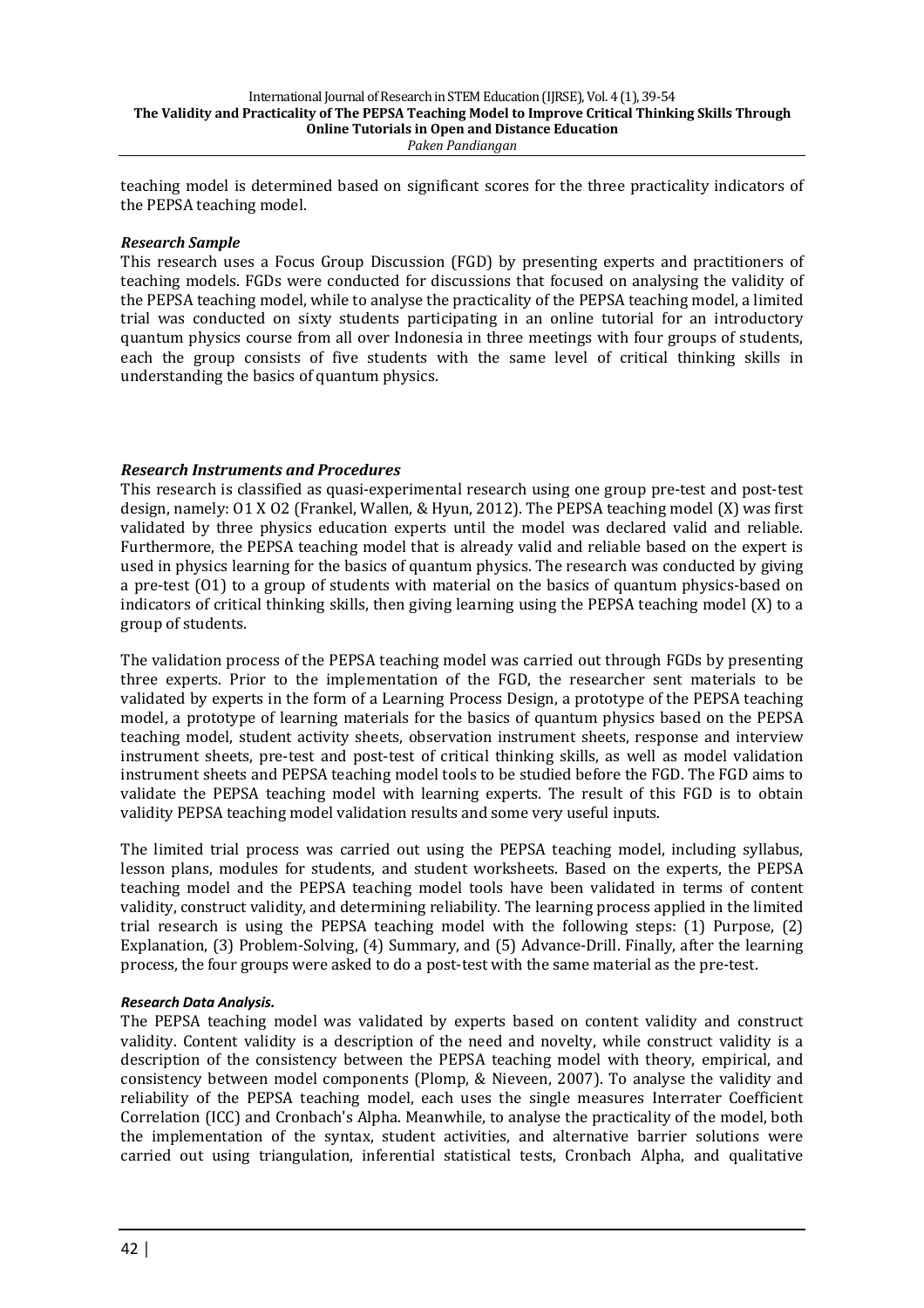teaching model is determined based on significant scores for the three practicality indicators of the PEPSA teaching model.

### *Research Sample*

This research uses a Focus Group Discussion (FGD) by presenting experts and practitioners of teaching models. FGDs were conducted for discussions that focused on analysing the validity of the PEPSA teaching model, while to analyse the practicality of the PEPSA teaching model, a limited trial was conducted on sixty students participating in an online tutorial for an introductory quantum physics course from all over Indonesia in three meetings with four groups of students, each the group consists of five students with the same level of critical thinking skills in understanding the basics of quantum physics.

### *Research Instruments and Procedures*

This research is classified as quasi-experimental research using one group pre-test and post-test design, namely: O1 X O2 (Frankel, Wallen, & Hyun, 2012). The PEPSA teaching model (X) was first validated by three physics education experts until the model was declared valid and reliable. Furthermore, the PEPSA teaching model that is already valid and reliable based on the expert is used in physics learning for the basics of quantum physics. The research was conducted by giving a pre-test (O1) to a group of students with material on the basics of quantum physics-based on indicators of critical thinking skills, then giving learning using the PEPSA teaching model (X) to a group of students.

The validation process of the PEPSA teaching model was carried out through FGDs by presenting three experts. Prior to the implementation of the FGD, the researcher sent materials to be validated by experts in the form of a Learning Process Design, a prototype of the PEPSA teaching model, a prototype of learning materials for the basics of quantum physics based on the PEPSA teaching model, student activity sheets, observation instrument sheets, response and interview instrument sheets, pre-test and post-test of critical thinking skills, as well as model validation instrument sheets and PEPSA teaching model tools to be studied before the FGD. The FGD aims to validate the PEPSA teaching model with learning experts. The result of this FGD is to obtain validity PEPSA teaching model validation results and some very useful inputs.

The limited trial process was carried out using the PEPSA teaching model, including syllabus, lesson plans, modules for students, and student worksheets. Based on the experts, the PEPSA teaching model and the PEPSA teaching model tools have been validated in terms of content validity, construct validity, and determining reliability. The learning process applied in the limited trial research is using the PEPSA teaching model with the following steps: (1) Purpose, (2) Explanation, (3) Problem-Solving, (4) Summary, and (5) Advance-Drill. Finally, after the learning process, the four groups were asked to do a post-test with the same material as the pre-test.

### *Research Data Analysis.*

The PEPSA teaching model was validated by experts based on content validity and construct validity. Content validity is a description of the need and novelty, while construct validity is a description of the consistency between the PEPSA teaching model with theory, empirical, and consistency between model components (Plomp, & Nieveen, 2007). To analyse the validity and reliability of the PEPSA teaching model, each uses the single measures Interrater Coefficient Correlation (ICC) and Cronbach's Alpha. Meanwhile, to analyse the practicality of the model, both the implementation of the syntax, student activities, and alternative barrier solutions were carried out using triangulation, inferential statistical tests, Cronbach Alpha, and qualitative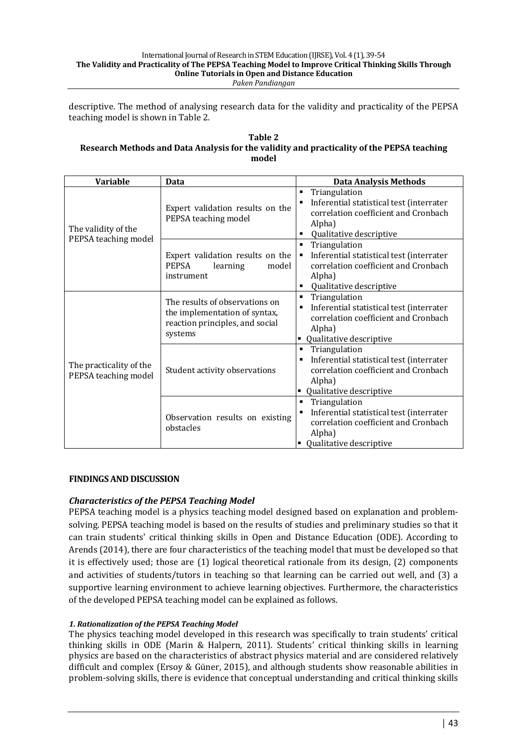descriptive. The method of analysing research data for the validity and practicality of the PEPSA teaching model is shown in Table 2.

**Table 2**
**Research Methods and Data Analysis for the validity and practicality of the PEPSA teaching model**

| Variable | Data | Data Analysis Methods |
|---|---|---|
| The validity of the PEPSA teaching model | Expert validation results on the PEPSA teaching model | ▪ Triangulation<br>▪ Inferential statistical test (interrater correlation coefficient and Cronbach Alpha)<br>▪ Qualitative descriptive |
| | Expert validation results on the PEPSA learning model instrument | ▪ Triangulation<br>▪ Inferential statistical test (interrater correlation coefficient and Cronbach Alpha)<br>▪ Qualitative descriptive |
| The practicality of the PEPSA teaching model | The results of observations on the implementation of syntax, reaction principles, and social systems | ▪ Triangulation<br>▪ Inferential statistical test (interrater correlation coefficient and Cronbach Alpha)<br>▪ Qualitative descriptive |
| | Student activity observations | ▪ Triangulation<br>▪ Inferential statistical test (interrater correlation coefficient and Cronbach Alpha)<br>▪ Qualitative descriptive |
| | Observation results on existing obstacles | ▪ Triangulation<br>▪ Inferential statistical test (interrater correlation coefficient and Cronbach Alpha)<br>▪ Qualitative descriptive |

## FINDINGS AND DISCUSSION

### *Characteristics of the PEPSA Teaching Model*

PEPSA teaching model is a physics teaching model designed based on explanation and problem-solving. PEPSA teaching model is based on the results of studies and preliminary studies so that it can train students' critical thinking skills in Open and Distance Education (ODE). According to Arends (2014), there are four characteristics of the teaching model that must be developed so that it is effectively used; those are (1) logical theoretical rationale from its design, (2) components and activities of students/tutors in teaching so that learning can be carried out well, and (3) a supportive learning environment to achieve learning objectives. Furthermore, the characteristics of the developed PEPSA teaching model can be explained as follows.

#### *1. Rationalization of the PEPSA Teaching Model*

The physics teaching model developed in this research was specifically to train students' critical thinking skills in ODE (Marin & Halpern, 2011). Students' critical thinking skills in learning physics are based on the characteristics of abstract physics material and are considered relatively difficult and complex (Ersoy & Güner, 2015), and although students show reasonable abilities in problem-solving skills, there is evidence that conceptual understanding and critical thinking skills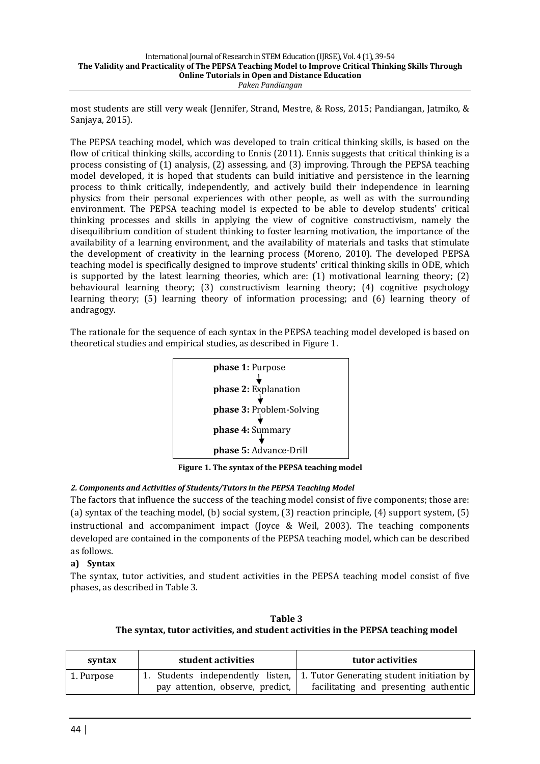most students are still very weak (Jennifer, Strand, Mestre, & Ross, 2015; Pandiangan, Jatmiko, & Sanjaya, 2015).

The PEPSA teaching model, which was developed to train critical thinking skills, is based on the flow of critical thinking skills, according to Ennis (2011). Ennis suggests that critical thinking is a process consisting of (1) analysis, (2) assessing, and (3) improving. Through the PEPSA teaching model developed, it is hoped that students can build initiative and persistence in the learning process to think critically, independently, and actively build their independence in learning physics from their personal experiences with other people, as well as with the surrounding environment. The PEPSA teaching model is expected to be able to develop students' critical thinking processes and skills in applying the view of cognitive constructivism, namely the disequilibrium condition of student thinking to foster learning motivation, the importance of the availability of a learning environment, and the availability of materials and tasks that stimulate the development of creativity in the learning process (Moreno, 2010). The developed PEPSA teaching model is specifically designed to improve students' critical thinking skills in ODE, which is supported by the latest learning theories, which are: (1) motivational learning theory; (2) behavioural learning theory; (3) constructivism learning theory; (4) cognitive psychology learning theory; (5) learning theory of information processing; and (6) learning theory of andragogy.

The rationale for the sequence of each syntax in the PEPSA teaching model developed is based on theoretical studies and empirical studies, as described in Figure 1.

**phase 1:** Purpose
↓
**phase 2:** Explanation
↓
**phase 3:** Problem-Solving
↓
**phase 4:** Summary
↓
**phase 5:** Advance-Drill

**Figure 1. The syntax of the PEPSA teaching model**

***2. Components and Activities of Students/Tutors in the PEPSA Teaching Model***

The factors that influence the success of the teaching model consist of five components; those are: (a) syntax of the teaching model, (b) social system, (3) reaction principle, (4) support system, (5) instructional and accompaniment impact (Joyce & Weil, 2003). The teaching components developed are contained in the components of the PEPSA teaching model, which can be described as follows.

**a) Syntax**

The syntax, tutor activities, and student activities in the PEPSA teaching model consist of five phases, as described in Table 3.

**Table 3**
**The syntax, tutor activities, and student activities in the PEPSA teaching model**

| syntax | student activities | tutor activities |
|---|---|---|
| 1. Purpose | 1. Students independently listen, pay attention, observe, predict, | 1. Tutor Generating student initiation by facilitating and presenting authentic |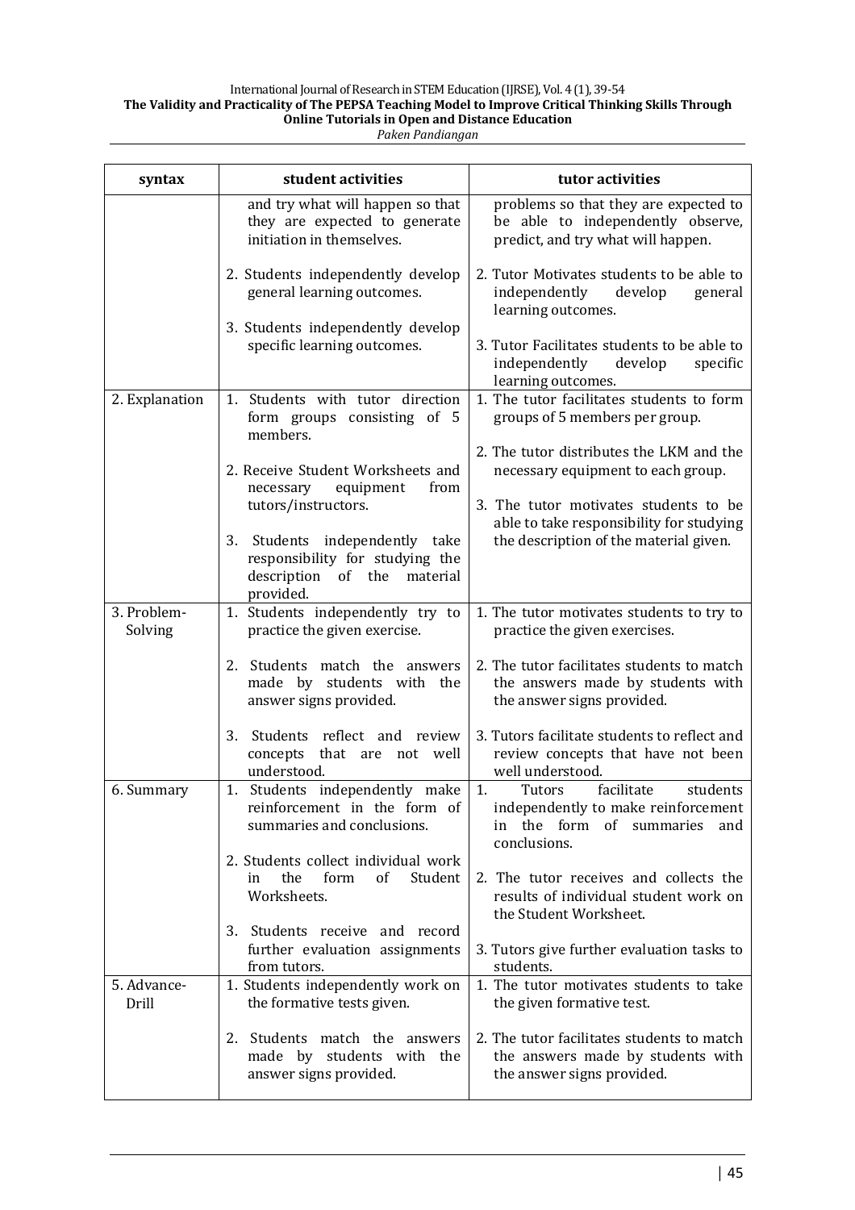| syntax | student activities | tutor activities |
|---|---|---|
| | and try what will happen so that they are expected to generate initiation in themselves.<br><br>2. Students independently develop general learning outcomes.<br><br>3. Students independently develop specific learning outcomes. | problems so that they are expected to be able to independently observe, predict, and try what will happen.<br><br>2. Tutor Motivates students to be able to independently develop general learning outcomes.<br><br>3. Tutor Facilitates students to be able to independently develop specific learning outcomes. |
| 2. Explanation | 1. Students with tutor direction form groups consisting of 5 members.<br><br>2. Receive Student Worksheets and necessary equipment from tutors/instructors.<br><br>3. Students independently take responsibility for studying the description of the material provided. | 1. The tutor facilitates students to form groups of 5 members per group.<br><br>2. The tutor distributes the LKM and the necessary equipment to each group.<br><br>3. The tutor motivates students to be able to take responsibility for studying the description of the material given. |
| 3. Problem-Solving | 1. Students independently try to practice the given exercise.<br><br>2. Students match the answers made by students with the answer signs provided.<br><br>3. Students reflect and review concepts that are not well understood. | 1. The tutor motivates students to try to practice the given exercises.<br><br>2. The tutor facilitates students to match the answers made by students with the answer signs provided.<br><br>3. Tutors facilitate students to reflect and review concepts that have not been well understood. |
| 6. Summary | 1. Students independently make reinforcement in the form of summaries and conclusions.<br><br>2. Students collect individual work in the form of Student Worksheets.<br><br>3. Students receive and record further evaluation assignments from tutors. | 1. Tutors facilitate students independently to make reinforcement in the form of summaries and conclusions.<br><br>2. The tutor receives and collects the results of individual student work on the Student Worksheet.<br><br>3. Tutors give further evaluation tasks to students. |
| 5. Advance-Drill | 1. Students independently work on the formative tests given.<br><br>2. Students match the answers made by students with the answer signs provided. | 1. The tutor motivates students to take the given formative test.<br><br>2. The tutor facilitates students to match the answers made by students with the answer signs provided. |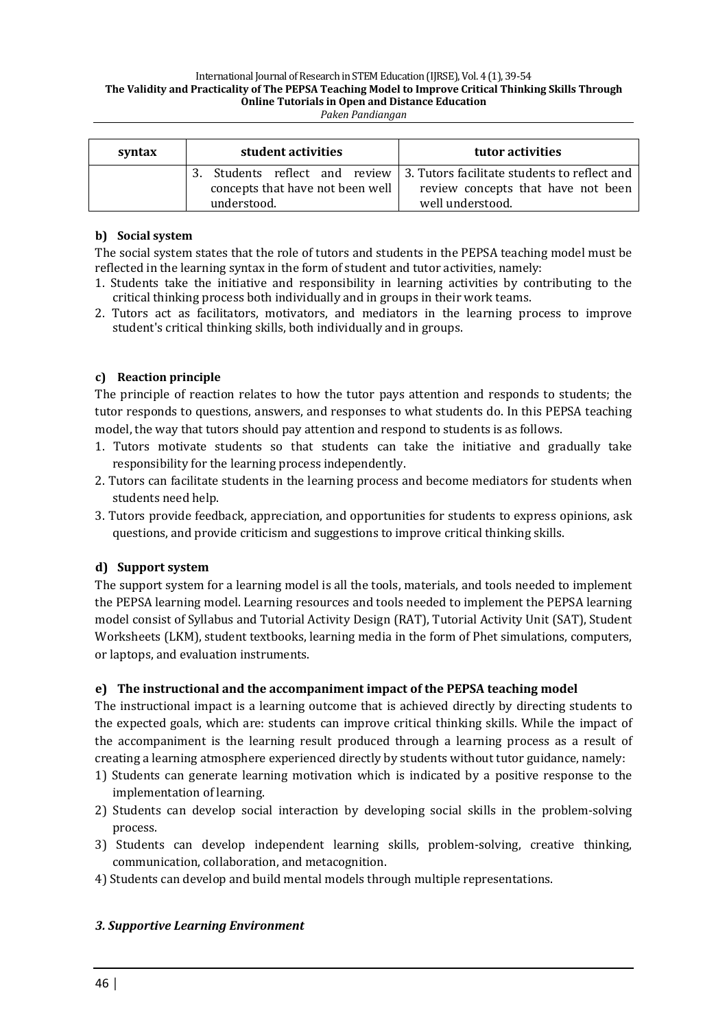| syntax | student activities | tutor activities |
| --- | --- | --- |
| | 3. Students reflect and review concepts that have not been well understood. | 3. Tutors facilitate students to reflect and review concepts that have not been well understood. |

**b) Social system**

The social system states that the role of tutors and students in the PEPSA teaching model must be reflected in the learning syntax in the form of student and tutor activities, namely:

1. Students take the initiative and responsibility in learning activities by contributing to the critical thinking process both individually and in groups in their work teams.
2. Tutors act as facilitators, motivators, and mediators in the learning process to improve student's critical thinking skills, both individually and in groups.

**c) Reaction principle**

The principle of reaction relates to how the tutor pays attention and responds to students; the tutor responds to questions, answers, and responses to what students do. In this PEPSA teaching model, the way that tutors should pay attention and respond to students is as follows.

1. Tutors motivate students so that students can take the initiative and gradually take responsibility for the learning process independently.
2. Tutors can facilitate students in the learning process and become mediators for students when students need help.
3. Tutors provide feedback, appreciation, and opportunities for students to express opinions, ask questions, and provide criticism and suggestions to improve critical thinking skills.

**d) Support system**

The support system for a learning model is all the tools, materials, and tools needed to implement the PEPSA learning model. Learning resources and tools needed to implement the PEPSA learning model consist of Syllabus and Tutorial Activity Design (RAT), Tutorial Activity Unit (SAT), Student Worksheets (LKM), student textbooks, learning media in the form of Phet simulations, computers, or laptops, and evaluation instruments.

**e) The instructional and the accompaniment impact of the PEPSA teaching model**

The instructional impact is a learning outcome that is achieved directly by directing students to the expected goals, which are: students can improve critical thinking skills. While the impact of the accompaniment is the learning result produced through a learning process as a result of creating a learning atmosphere experienced directly by students without tutor guidance, namely:

1) Students can generate learning motivation which is indicated by a positive response to the implementation of learning.
2) Students can develop social interaction by developing social skills in the problem-solving process.
3) Students can develop independent learning skills, problem-solving, creative thinking, communication, collaboration, and metacognition.
4) Students can develop and build mental models through multiple representations.

***3. Supportive Learning Environment***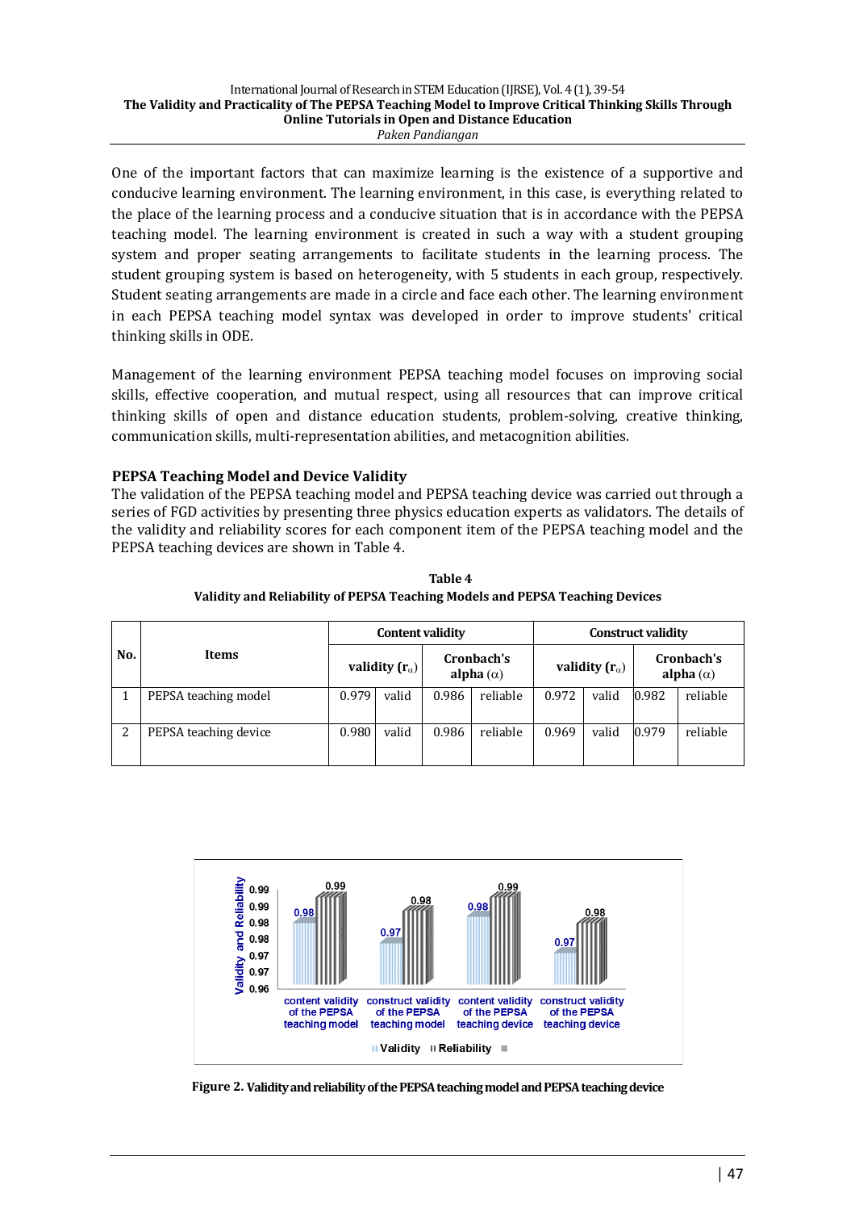One of the important factors that can maximize learning is the existence of a supportive and conducive learning environment. The learning environment, in this case, is everything related to the place of the learning process and a conducive situation that is in accordance with the PEPSA teaching model. The learning environment is created in such a way with a student grouping system and proper seating arrangements to facilitate students in the learning process. The student grouping system is based on heterogeneity, with 5 students in each group, respectively. Student seating arrangements are made in a circle and face each other. The learning environment in each PEPSA teaching model syntax was developed in order to improve students' critical thinking skills in ODE.

Management of the learning environment PEPSA teaching model focuses on improving social skills, effective cooperation, and mutual respect, using all resources that can improve critical thinking skills of open and distance education students, problem-solving, creative thinking, communication skills, multi-representation abilities, and metacognition abilities.

### PEPSA Teaching Model and Device Validity

The validation of the PEPSA teaching model and PEPSA teaching device was carried out through a series of FGD activities by presenting three physics education experts as validators. The details of the validity and reliability scores for each component item of the PEPSA teaching model and the PEPSA teaching devices are shown in Table 4.

**Table 4**
**Validity and Reliability of PEPSA Teaching Models and PEPSA Teaching Devices**

| No. | Items | Content validity | | | | Construct validity | | | |
|---|---|---|---|---|---|---|---|---|---|
| | | validity ($r_\alpha$) | | Cronbach's alpha ($\alpha$) | | validity ($r_\alpha$) | | Cronbach's alpha ($\alpha$) | |
| 1 | PEPSA teaching model | 0.979 | valid | 0.986 | reliable | 0.972 | valid | 0.982 | reliable |
| 2 | PEPSA teaching device | 0.980 | valid | 0.986 | reliable | 0.969 | valid | 0.979 | reliable |

**Figure 2.** Validity and reliability of the PEPSA teaching model and PEPSA teaching device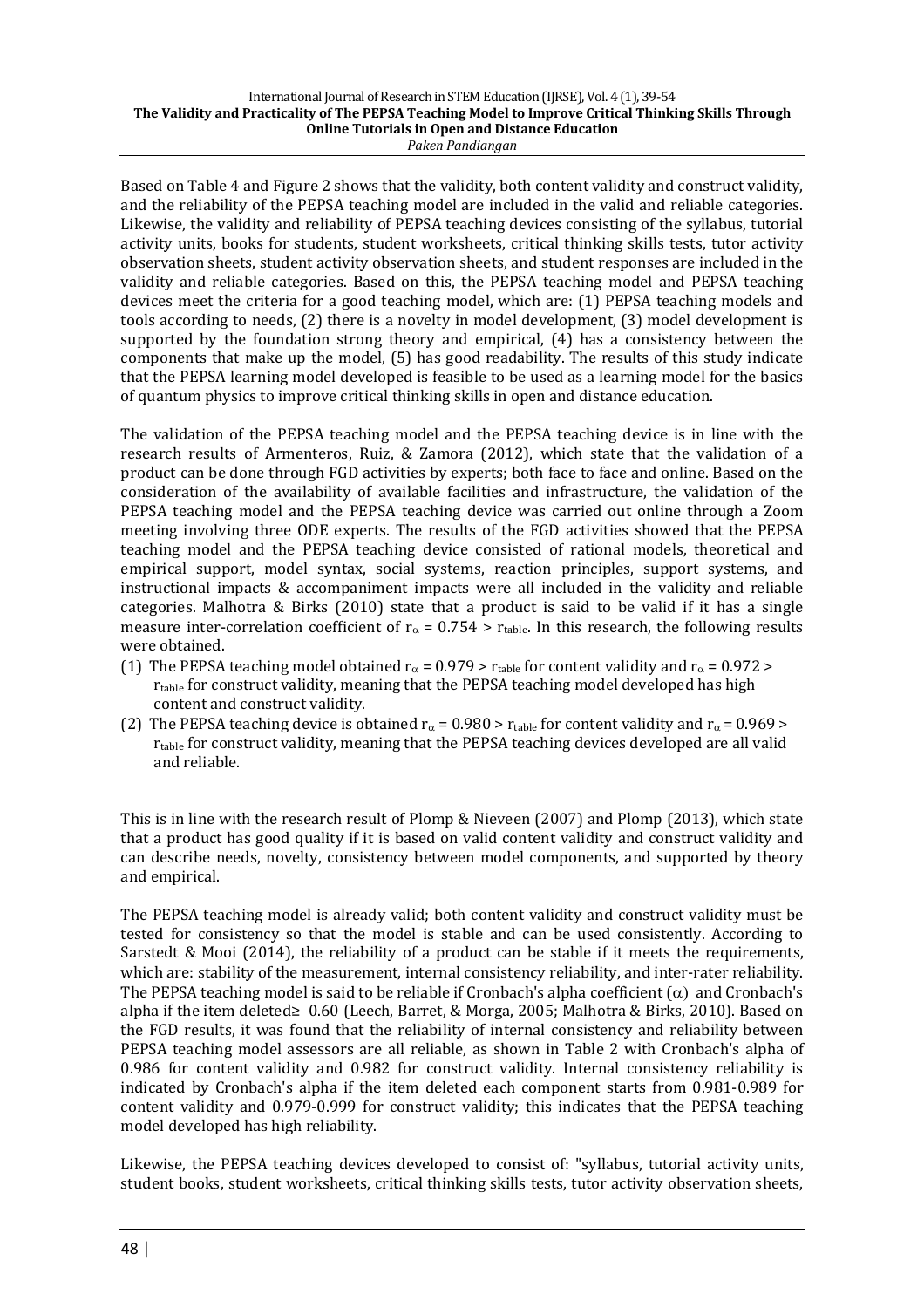Based on Table 4 and Figure 2 shows that the validity, both content validity and construct validity, and the reliability of the PEPSA teaching model are included in the valid and reliable categories. Likewise, the validity and reliability of PEPSA teaching devices consisting of the syllabus, tutorial activity units, books for students, student worksheets, critical thinking skills tests, tutor activity observation sheets, student activity observation sheets, and student responses are included in the validity and reliable categories. Based on this, the PEPSA teaching model and PEPSA teaching devices meet the criteria for a good teaching model, which are: (1) PEPSA teaching models and tools according to needs, (2) there is a novelty in model development, (3) model development is supported by the foundation strong theory and empirical, (4) has a consistency between the components that make up the model, (5) has good readability. The results of this study indicate that the PEPSA learning model developed is feasible to be used as a learning model for the basics of quantum physics to improve critical thinking skills in open and distance education.

The validation of the PEPSA teaching model and the PEPSA teaching device is in line with the research results of Armenteros, Ruiz, & Zamora (2012), which state that the validation of a product can be done through FGD activities by experts; both face to face and online. Based on the consideration of the availability of available facilities and infrastructure, the validation of the PEPSA teaching model and the PEPSA teaching device was carried out online through a Zoom meeting involving three ODE experts. The results of the FGD activities showed that the PEPSA teaching model and the PEPSA teaching device consisted of rational models, theoretical and empirical support, model syntax, social systems, reaction principles, support systems, and instructional impacts & accompaniment impacts were all included in the validity and reliable categories. Malhotra & Birks (2010) state that a product is said to be valid if it has a single measure inter-correlation coefficient of $r_{\alpha} = 0.754 > r_{table}$. In this research, the following results were obtained.

(1) The PEPSA teaching model obtained $r_{\alpha} = 0.979 > r_{table}$ for content validity and $r_{\alpha} = 0.972 > r_{table}$ for construct validity, meaning that the PEPSA teaching model developed has high content and construct validity.
(2) The PEPSA teaching device is obtained $r_{\alpha} = 0.980 > r_{table}$ for content validity and $r_{\alpha} = 0.969 > r_{table}$ for construct validity, meaning that the PEPSA teaching devices developed are all valid and reliable.

This is in line with the research result of Plomp & Nieveen (2007) and Plomp (2013), which state that a product has good quality if it is based on valid content validity and construct validity and can describe needs, novelty, consistency between model components, and supported by theory and empirical.

The PEPSA teaching model is already valid; both content validity and construct validity must be tested for consistency so that the model is stable and can be used consistently. According to Sarstedt & Mooi (2014), the reliability of a product can be stable if it meets the requirements, which are: stability of the measurement, internal consistency reliability, and inter-rater reliability. The PEPSA teaching model is said to be reliable if Cronbach's alpha coefficient ($\alpha$) and Cronbach's alpha if the item deleted $\geq$ 0.60 (Leech, Barret, & Morga, 2005; Malhotra & Birks, 2010). Based on the FGD results, it was found that the reliability of internal consistency and reliability between PEPSA teaching model assessors are all reliable, as shown in Table 2 with Cronbach's alpha of 0.986 for content validity and 0.982 for construct validity. Internal consistency reliability is indicated by Cronbach's alpha if the item deleted each component starts from 0.981-0.989 for content validity and 0.979-0.999 for construct validity; this indicates that the PEPSA teaching model developed has high reliability.

Likewise, the PEPSA teaching devices developed to consist of: "syllabus, tutorial activity units, student books, student worksheets, critical thinking skills tests, tutor activity observation sheets,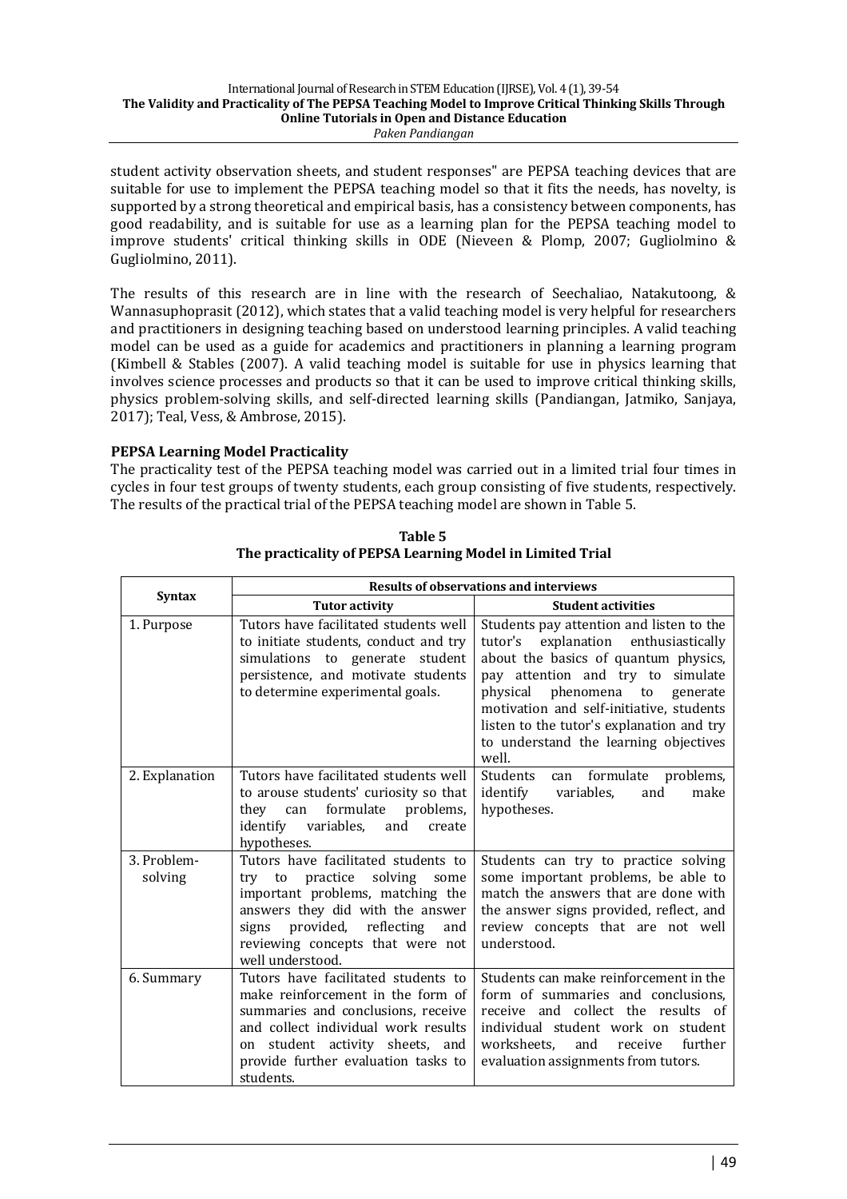student activity observation sheets, and student responses" are PEPSA teaching devices that are suitable for use to implement the PEPSA teaching model so that it fits the needs, has novelty, is supported by a strong theoretical and empirical basis, has a consistency between components, has good readability, and is suitable for use as a learning plan for the PEPSA teaching model to improve students' critical thinking skills in ODE (Nieveen & Plomp, 2007; Gugliolmino & Gugliolmino, 2011).

The results of this research are in line with the research of Seechaliao, Natakutoong, & Wannasuphoprasit (2012), which states that a valid teaching model is very helpful for researchers and practitioners in designing teaching based on understood learning principles. A valid teaching model can be used as a guide for academics and practitioners in planning a learning program (Kimbell & Stables (2007). A valid teaching model is suitable for use in physics learning that involves science processes and products so that it can be used to improve critical thinking skills, physics problem-solving skills, and self-directed learning skills (Pandiangan, Jatmiko, Sanjaya, 2017); Teal, Vess, & Ambrose, 2015).

### PEPSA Learning Model Practicality

The practicality test of the PEPSA teaching model was carried out in a limited trial four times in cycles in four test groups of twenty students, each group consisting of five students, respectively. The results of the practical trial of the PEPSA teaching model are shown in Table 5.

**Table 5**
**The practicality of PEPSA Learning Model in Limited Trial**

| Syntax | Results of observations and interviews | |
|---|---|---|
| | **Tutor activity** | **Student activities** |
| 1. Purpose | Tutors have facilitated students well to initiate students, conduct and try simulations to generate student persistence, and motivate students to determine experimental goals. | Students pay attention and listen to the tutor's explanation enthusiastically about the basics of quantum physics, pay attention and try to simulate physical phenomena to generate motivation and self-initiative, students listen to the tutor's explanation and try to understand the learning objectives well. |
| 2. Explanation | Tutors have facilitated students well to arouse students' curiosity so that they can formulate problems, identify variables, and create hypotheses. | Students can formulate problems, identify variables, and make hypotheses. |
| 3. Problem-solving | Tutors have facilitated students to try to practice solving some important problems, matching the answers they did with the answer signs provided, reflecting and reviewing concepts that were not well understood. | Students can try to practice solving some important problems, be able to match the answers that are done with the answer signs provided, reflect, and review concepts that are not well understood. |
| 6. Summary | Tutors have facilitated students to make reinforcement in the form of summaries and conclusions, receive and collect individual work results on student activity sheets, and provide further evaluation tasks to students. | Students can make reinforcement in the form of summaries and conclusions, receive and collect the results of individual student work on student worksheets, and receive further evaluation assignments from tutors. |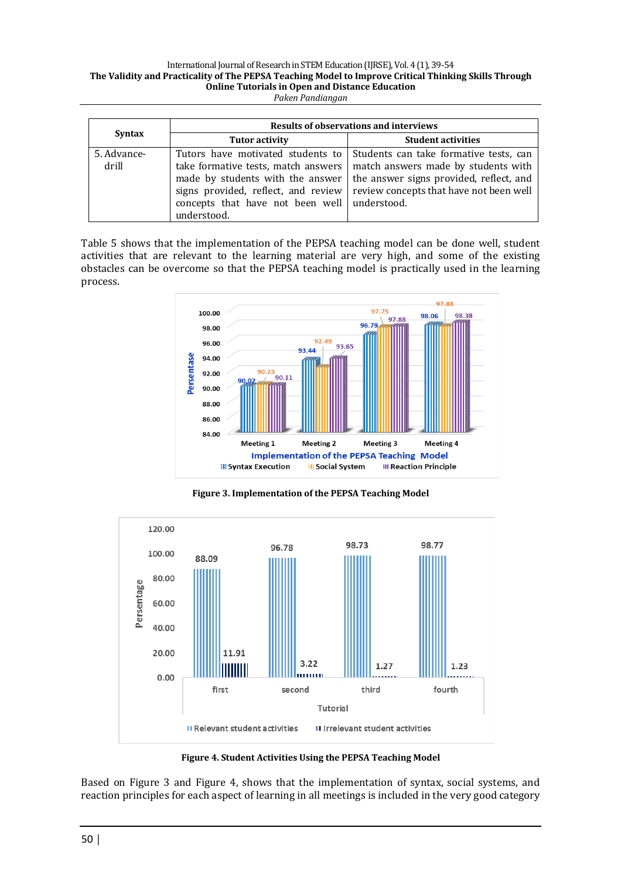| Syntax | Results of observations and interviews | |
|---|---|---|
| | Tutor activity | Student activities |
| 5. Advance-drill | Tutors have motivated students to take formative tests, match answers made by students with the answer signs provided, reflect, and review concepts that have not been well understood. | Students can take formative tests, can match answers made by students with the answer signs provided, reflect, and review concepts that have not been well understood. |

Table 5 shows that the implementation of the PEPSA teaching model can be done well, student activities that are relevant to the learning material are very high, and some of the existing obstacles can be overcome so that the PEPSA teaching model is practically used in the learning process.

**Figure 3. Implementation of the PEPSA Teaching Model**

**Figure 4. Student Activities Using the PEPSA Teaching Model**

Based on Figure 3 and Figure 4, shows that the implementation of syntax, social systems, and reaction principles for each aspect of learning in all meetings is included in the very good category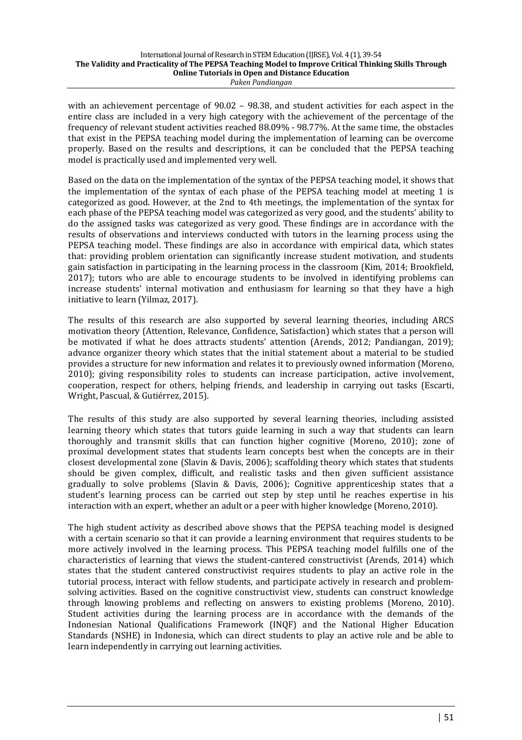with an achievement percentage of 90.02 – 98.38, and student activities for each aspect in the entire class are included in a very high category with the achievement of the percentage of the frequency of relevant student activities reached 88.09% - 98.77%. At the same time, the obstacles that exist in the PEPSA teaching model during the implementation of learning can be overcome properly. Based on the results and descriptions, it can be concluded that the PEPSA teaching model is practically used and implemented very well.

Based on the data on the implementation of the syntax of the PEPSA teaching model, it shows that the implementation of the syntax of each phase of the PEPSA teaching model at meeting 1 is categorized as good. However, at the 2nd to 4th meetings, the implementation of the syntax for each phase of the PEPSA teaching model was categorized as very good, and the students' ability to do the assigned tasks was categorized as very good. These findings are in accordance with the results of observations and interviews conducted with tutors in the learning process using the PEPSA teaching model. These findings are also in accordance with empirical data, which states that: providing problem orientation can significantly increase student motivation, and students gain satisfaction in participating in the learning process in the classroom (Kim, 2014; Brookfield, 2017); tutors who are able to encourage students to be involved in identifying problems can increase students' internal motivation and enthusiasm for learning so that they have a high initiative to learn (Yilmaz, 2017).

The results of this research are also supported by several learning theories, including ARCS motivation theory (Attention, Relevance, Confidence, Satisfaction) which states that a person will be motivated if what he does attracts students' attention (Arends, 2012; Pandiangan, 2019); advance organizer theory which states that the initial statement about a material to be studied provides a structure for new information and relates it to previously owned information (Moreno, 2010); giving responsibility roles to students can increase participation, active involvement, cooperation, respect for others, helping friends, and leadership in carrying out tasks (Escarti, Wright, Pascual, & Gutiérrez, 2015).

The results of this study are also supported by several learning theories, including assisted learning theory which states that tutors guide learning in such a way that students can learn thoroughly and transmit skills that can function higher cognitive (Moreno, 2010); zone of proximal development states that students learn concepts best when the concepts are in their closest developmental zone (Slavin & Davis, 2006); scaffolding theory which states that students should be given complex, difficult, and realistic tasks and then given sufficient assistance gradually to solve problems (Slavin & Davis, 2006); Cognitive apprenticeship states that a student's learning process can be carried out step by step until he reaches expertise in his interaction with an expert, whether an adult or a peer with higher knowledge (Moreno, 2010).

The high student activity as described above shows that the PEPSA teaching model is designed with a certain scenario so that it can provide a learning environment that requires students to be more actively involved in the learning process. This PEPSA teaching model fulfills one of the characteristics of learning that views the student-cantered constructivist (Arends, 2014) which states that the student cantered constructivist requires students to play an active role in the tutorial process, interact with fellow students, and participate actively in research and problem-solving activities. Based on the cognitive constructivist view, students can construct knowledge through knowing problems and reflecting on answers to existing problems (Moreno, 2010). Student activities during the learning process are in accordance with the demands of the Indonesian National Qualifications Framework (INQF) and the National Higher Education Standards (NSHE) in Indonesia, which can direct students to play an active role and be able to learn independently in carrying out learning activities.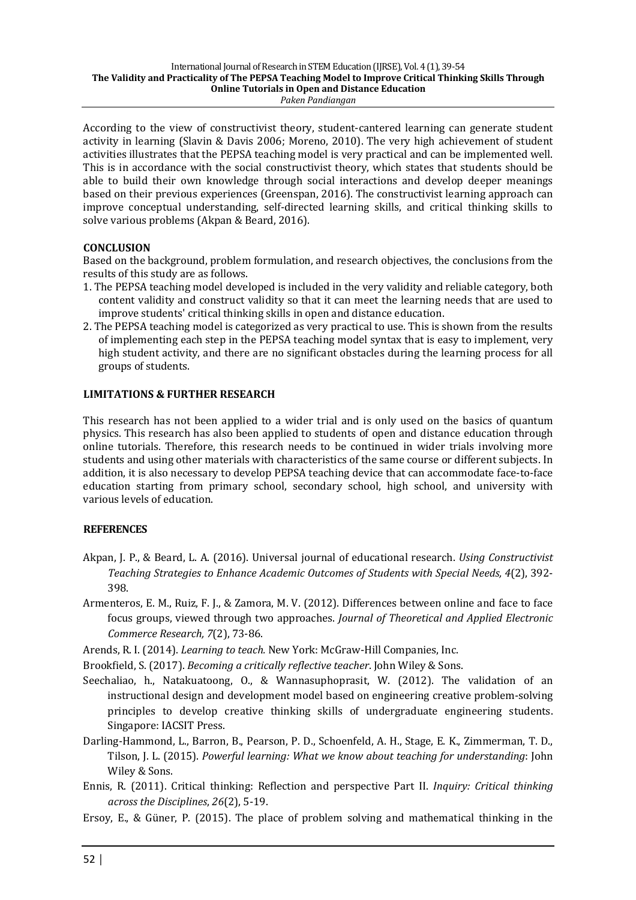According to the view of constructivist theory, student-cantered learning can generate student activity in learning (Slavin & Davis 2006; Moreno, 2010). The very high achievement of student activities illustrates that the PEPSA teaching model is very practical and can be implemented well. This is in accordance with the social constructivist theory, which states that students should be able to build their own knowledge through social interactions and develop deeper meanings based on their previous experiences (Greenspan, 2016). The constructivist learning approach can improve conceptual understanding, self-directed learning skills, and critical thinking skills to solve various problems (Akpan & Beard, 2016).

## CONCLUSION

Based on the background, problem formulation, and research objectives, the conclusions from the results of this study are as follows.

1. The PEPSA teaching model developed is included in the very validity and reliable category, both content validity and construct validity so that it can meet the learning needs that are used to improve students' critical thinking skills in open and distance education.
2. The PEPSA teaching model is categorized as very practical to use. This is shown from the results of implementing each step in the PEPSA teaching model syntax that is easy to implement, very high student activity, and there are no significant obstacles during the learning process for all groups of students.

## LIMITATIONS & FURTHER RESEARCH

This research has not been applied to a wider trial and is only used on the basics of quantum physics. This research has also been applied to students of open and distance education through online tutorials. Therefore, this research needs to be continued in wider trials involving more students and using other materials with characteristics of the same course or different subjects. In addition, it is also necessary to develop PEPSA teaching device that can accommodate face-to-face education starting from primary school, secondary school, high school, and university with various levels of education.

## REFERENCES

Akpan, J. P., & Beard, L. A. (2016). Universal journal of educational research. *Using Constructivist Teaching Strategies to Enhance Academic Outcomes of Students with Special Needs, 4*(2), 392-398.

Armenteros, E. M., Ruiz, F. J., & Zamora, M. V. (2012). Differences between online and face to face focus groups, viewed through two approaches. *Journal of Theoretical and Applied Electronic Commerce Research, 7*(2), 73-86.

Arends, R. I. (2014). *Learning to teach.* New York: McGraw-Hill Companies, Inc.

Brookfield, S. (2017). *Becoming a critically reflective teacher*. John Wiley & Sons.

Seechaliao, h., Natakuatoong, O., & Wannasuphoprasit, W. (2012). The validation of an instructional design and development model based on engineering creative problem-solving principles to develop creative thinking skills of undergraduate engineering students. Singapore: IACSIT Press.

Darling-Hammond, L., Barron, B., Pearson, P. D., Schoenfeld, A. H., Stage, E. K., Zimmerman, T. D., Tilson, J. L. (2015). *Powerful learning: What we know about teaching for understanding*: John Wiley & Sons.

Ennis, R. (2011). Critical thinking: Reflection and perspective Part II. *Inquiry: Critical thinking across the Disciplines*, *26*(2), 5-19.

Ersoy, E., & Güner, P. (2015). The place of problem solving and mathematical thinking in the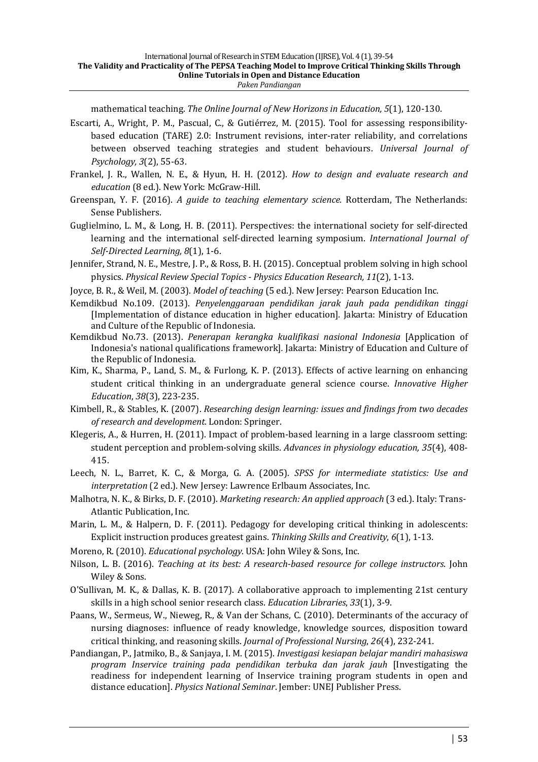mathematical teaching. *The Online Journal of New Horizons in Education, 5*(1), 120-130.

Escarti, A., Wright, P. M., Pascual, C., & Gutiérrez, M. (2015). Tool for assessing responsibility-based education (TARE) 2.0: Instrument revisions, inter-rater reliability, and correlations between observed teaching strategies and student behaviours. *Universal Journal of Psychology, 3*(2), 55-63.

Frankel, J. R., Wallen, N. E., & Hyun, H. H. (2012). *How to design and evaluate research and education* (8 ed.). New York: McGraw-Hill.

Greenspan, Y. F. (2016). *A guide to teaching elementary science.* Rotterdam, The Netherlands: Sense Publishers.

Guglielmino, L. M., & Long, H. B. (2011). Perspectives: the international society for self-directed learning and the international self-directed learning symposium. *International Journal of Self-Directed Learning, 8*(1), 1-6.

Jennifer, Strand, N. E., Mestre, J. P., & Ross, B. H. (2015). Conceptual problem solving in high school physics. *Physical Review Special Topics - Physics Education Research, 11*(2), 1-13.

Joyce, B. R., & Weil, M. (2003). *Model of teaching* (5 ed.). New Jersey: Pearson Education Inc.

Kemdikbud No.109. (2013). *Penyelenggaraan pendidikan jarak jauh pada pendidikan tinggi* [Implementation of distance education in higher education]. Jakarta: Ministry of Education and Culture of the Republic of Indonesia.

Kemdikbud No.73. (2013). *Penerapan kerangka kualifikasi nasional Indonesia* [Application of Indonesia's national qualifications framework]. Jakarta: Ministry of Education and Culture of the Republic of Indonesia.

Kim, K., Sharma, P., Land, S. M., & Furlong, K. P. (2013). Effects of active learning on enhancing student critical thinking in an undergraduate general science course. *Innovative Higher Education*, *38*(3), 223-235.

Kimbell, R., & Stables, K. (2007). *Researching design learning: issues and findings from two decades of research and development.* London: Springer.

Klegeris, A., & Hurren, H. (2011). Impact of problem-based learning in a large classroom setting: student perception and problem-solving skills. *Advances in physiology education, 35*(4), 408-415.

Leech, N. L., Barret, K. C., & Morga, G. A. (2005). *SPSS for intermediate statistics: Use and interpretation* (2 ed.). New Jersey: Lawrence Erlbaum Associates, Inc.

Malhotra, N. K., & Birks, D. F. (2010). *Marketing research: An applied approach* (3 ed.). Italy: Trans-Atlantic Publication, Inc.

Marin, L. M., & Halpern, D. F. (2011). Pedagogy for developing critical thinking in adolescents: Explicit instruction produces greatest gains. *Thinking Skills and Creativity*, *6*(1), 1-13.

Moreno, R. (2010). *Educational psychology.* USA: John Wiley & Sons, Inc.

Nilson, L. B. (2016). *Teaching at its best: A research-based resource for college instructors.* John Wiley & Sons.

O'Sullivan, M. K., & Dallas, K. B. (2017). A collaborative approach to implementing 21st century skills in a high school senior research class. *Education Libraries*, *33*(1), 3-9.

Paans, W., Sermeus, W., Nieweg, R., & Van der Schans, C. (2010). Determinants of the accuracy of nursing diagnoses: influence of ready knowledge, knowledge sources, disposition toward critical thinking, and reasoning skills. *Journal of Professional Nursing*, *26*(4), 232-241.

Pandiangan, P., Jatmiko, B., & Sanjaya, I. M. (2015). *Investigasi kesiapan belajar mandiri mahasiswa program Inservice training pada pendidikan terbuka dan jarak jauh* [Investigating the readiness for independent learning of Inservice training program students in open and distance education]. *Physics National Seminar*. Jember: UNEJ Publisher Press.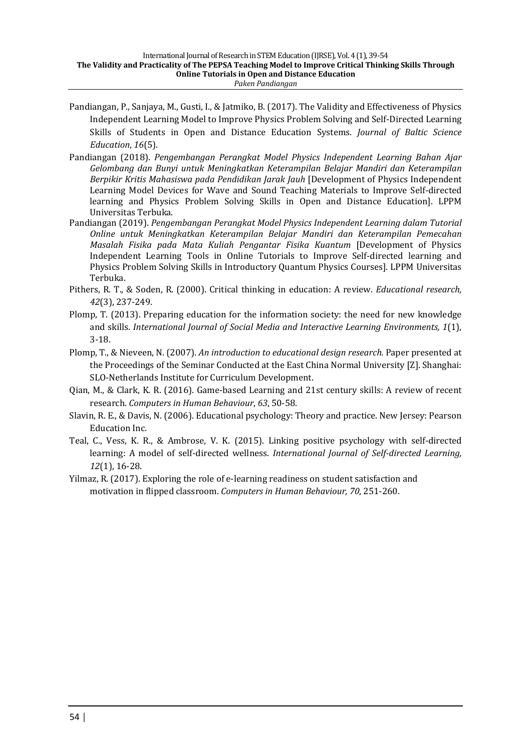Pandiangan, P., Sanjaya, M., Gusti, I., & Jatmiko, B. (2017). The Validity and Effectiveness of Physics Independent Learning Model to Improve Physics Problem Solving and Self-Directed Learning Skills of Students in Open and Distance Education Systems. *Journal of Baltic Science Education*, *16*(5).

Pandiangan (2018). *Pengembangan Perangkat Model Physics Independent Learning Bahan Ajar Gelombang dan Bunyi untuk Meningkatkan Keterampilan Belajar Mandiri dan Keterampilan Berpikir Kritis Mahasiswa pada Pendidikan Jarak Jauh* [Development of Physics Independent Learning Model Devices for Wave and Sound Teaching Materials to Improve Self-directed learning and Physics Problem Solving Skills in Open and Distance Education]. LPPM Universitas Terbuka.

Pandiangan (2019). *Pengembangan Perangkat Model Physics Independent Learning dalam Tutorial Online untuk Meningkatkan Keterampilan Belajar Mandiri dan Keterampilan Pemecahan Masalah Fisika pada Mata Kuliah Pengantar Fisika Kuantum* [Development of Physics Independent Learning Tools in Online Tutorials to Improve Self-directed learning and Physics Problem Solving Skills in Introductory Quantum Physics Courses]. LPPM Universitas Terbuka.

Pithers, R. T., & Soden, R. (2000). Critical thinking in education: A review. *Educational research, 42*(3), 237-249.

Plomp, T. (2013). Preparing education for the information society: the need for new knowledge and skills. *International Journal of Social Media and Interactive Learning Environments, 1*(1), 3-18.

Plomp, T., & Nieveen, N. (2007). *An introduction to educational design research.* Paper presented at the Proceedings of the Seminar Conducted at the East China Normal University [Z]. Shanghai: SLO-Netherlands Institute for Curriculum Development.

Qian, M., & Clark, K. R. (2016). Game-based Learning and 21st century skills: A review of recent research. *Computers in Human Behaviour*, *63*, 50-58.

Slavin, R. E., & Davis, N. (2006). Educational psychology: Theory and practice. New Jersey: Pearson Education Inc.

Teal, C., Vess, K. R., & Ambrose, V. K. (2015). Linking positive psychology with self-directed learning: A model of self-directed wellness. *International Journal of Self-directed Learning, 12*(1), 16-28.

Yilmaz, R. (2017). Exploring the role of e-learning readiness on student satisfaction and motivation in flipped classroom. *Computers in Human Behaviour, 70*, 251-260.